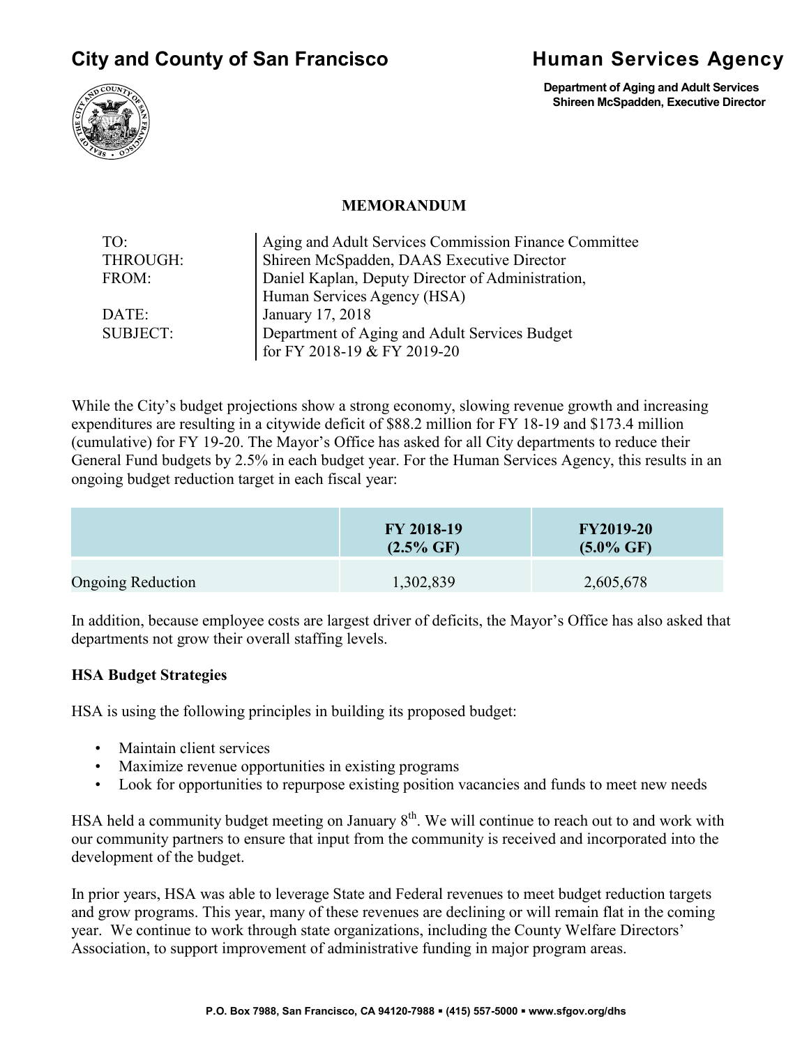# City and County of San Francisco

# Human Services Agency

**Department of Aging and Adult Services**
**Shireen McSpadden, Executive Director**

## MEMORANDUM

| | |
|---|---|
| TO: | Aging and Adult Services Commission Finance Committee |
| THROUGH: | Shireen McSpadden, DAAS Executive Director |
| FROM: | Daniel Kaplan, Deputy Director of Administration, Human Services Agency (HSA) |
| DATE: | January 17, 2018 |
| SUBJECT: | Department of Aging and Adult Services Budget for FY 2018-19 & FY 2019-20 |

While the City's budget projections show a strong economy, slowing revenue growth and increasing expenditures are resulting in a citywide deficit of $88.2 million for FY 18-19 and $173.4 million (cumulative) for FY 19-20. The Mayor's Office has asked for all City departments to reduce their General Fund budgets by 2.5% in each budget year. For the Human Services Agency, this results in an ongoing budget reduction target in each fiscal year:

| | FY 2018-19 (2.5% GF) | FY2019-20 (5.0% GF) |
|---|---|---|
| Ongoing Reduction | 1,302,839 | 2,605,678 |

In addition, because employee costs are largest driver of deficits, the Mayor's Office has also asked that departments not grow their overall staffing levels.

**HSA Budget Strategies**

HSA is using the following principles in building its proposed budget:

- Maintain client services
- Maximize revenue opportunities in existing programs
- Look for opportunities to repurpose existing position vacancies and funds to meet new needs

HSA held a community budget meeting on January 8th. We will continue to reach out to and work with our community partners to ensure that input from the community is received and incorporated into the development of the budget.

In prior years, HSA was able to leverage State and Federal revenues to meet budget reduction targets and grow programs. This year, many of these revenues are declining or will remain flat in the coming year. We continue to work through state organizations, including the County Welfare Directors' Association, to support improvement of administrative funding in major program areas.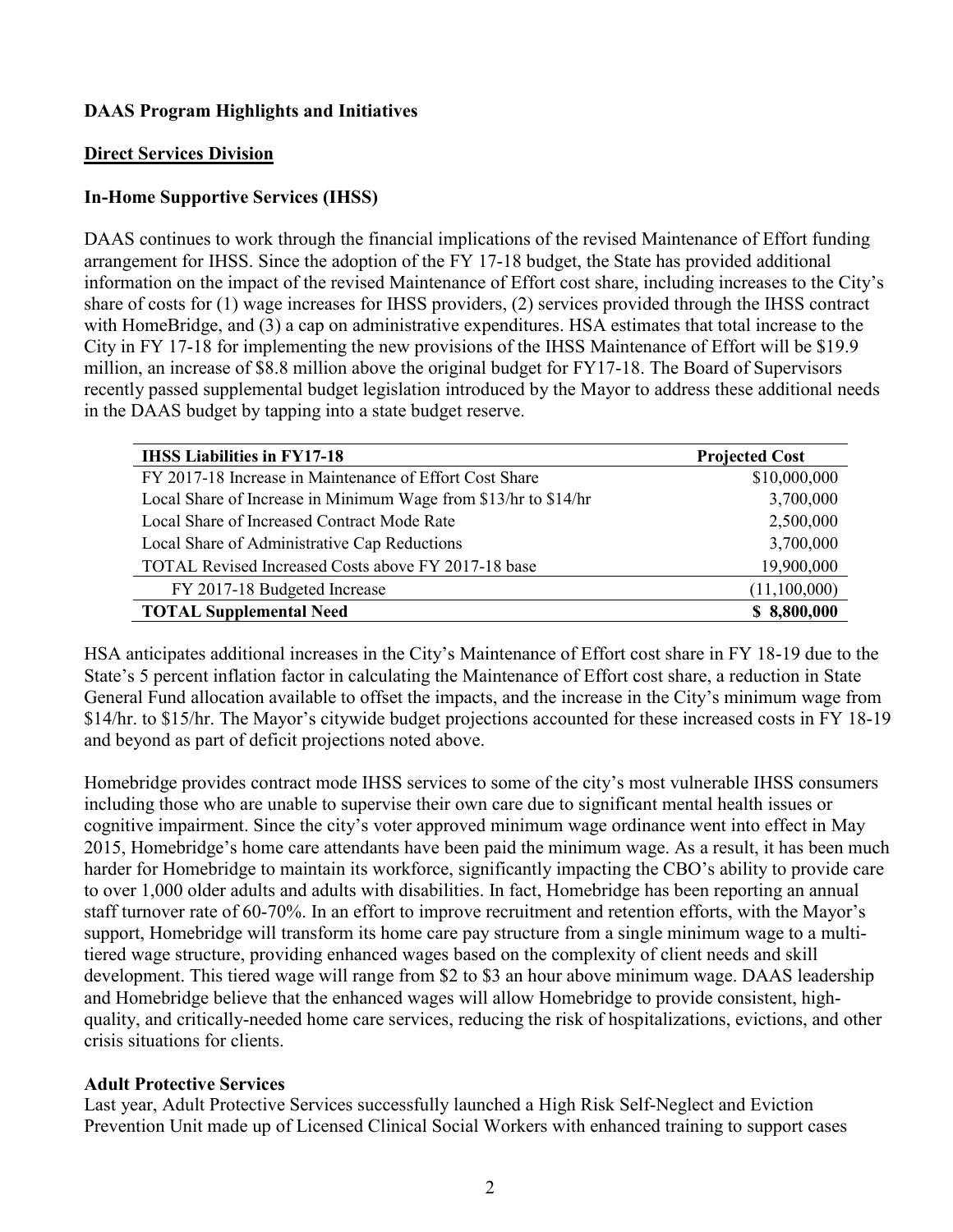**DAAS Program Highlights and Initiatives**

**Direct Services Division**

**In-Home Supportive Services (IHSS)**

DAAS continues to work through the financial implications of the revised Maintenance of Effort funding arrangement for IHSS. Since the adoption of the FY 17-18 budget, the State has provided additional information on the impact of the revised Maintenance of Effort cost share, including increases to the City's share of costs for (1) wage increases for IHSS providers, (2) services provided through the IHSS contract with HomeBridge, and (3) a cap on administrative expenditures. HSA estimates that total increase to the City in FY 17-18 for implementing the new provisions of the IHSS Maintenance of Effort will be $19.9 million, an increase of $8.8 million above the original budget for FY17-18. The Board of Supervisors recently passed supplemental budget legislation introduced by the Mayor to address these additional needs in the DAAS budget by tapping into a state budget reserve.

| IHSS Liabilities in FY17-18 | Projected Cost |
|---|---|
| FY 2017-18 Increase in Maintenance of Effort Cost Share | $10,000,000 |
| Local Share of Increase in Minimum Wage from $13/hr to $14/hr | 3,700,000 |
| Local Share of Increased Contract Mode Rate | 2,500,000 |
| Local Share of Administrative Cap Reductions | 3,700,000 |
| TOTAL Revised Increased Costs above FY 2017-18 base | 19,900,000 |
| FY 2017-18 Budgeted Increase | (11,100,000) |
| **TOTAL Supplemental Need** | **$ 8,800,000** |

HSA anticipates additional increases in the City's Maintenance of Effort cost share in FY 18-19 due to the State's 5 percent inflation factor in calculating the Maintenance of Effort cost share, a reduction in State General Fund allocation available to offset the impacts, and the increase in the City's minimum wage from $14/hr. to $15/hr. The Mayor's citywide budget projections accounted for these increased costs in FY 18-19 and beyond as part of deficit projections noted above.

Homebridge provides contract mode IHSS services to some of the city's most vulnerable IHSS consumers including those who are unable to supervise their own care due to significant mental health issues or cognitive impairment. Since the city's voter approved minimum wage ordinance went into effect in May 2015, Homebridge's home care attendants have been paid the minimum wage. As a result, it has been much harder for Homebridge to maintain its workforce, significantly impacting the CBO's ability to provide care to over 1,000 older adults and adults with disabilities. In fact, Homebridge has been reporting an annual staff turnover rate of 60-70%. In an effort to improve recruitment and retention efforts, with the Mayor's support, Homebridge will transform its home care pay structure from a single minimum wage to a multi-tiered wage structure, providing enhanced wages based on the complexity of client needs and skill development. This tiered wage will range from $2 to $3 an hour above minimum wage. DAAS leadership and Homebridge believe that the enhanced wages will allow Homebridge to provide consistent, high-quality, and critically-needed home care services, reducing the risk of hospitalizations, evictions, and other crisis situations for clients.

**Adult Protective Services**

Last year, Adult Protective Services successfully launched a High Risk Self-Neglect and Eviction Prevention Unit made up of Licensed Clinical Social Workers with enhanced training to support cases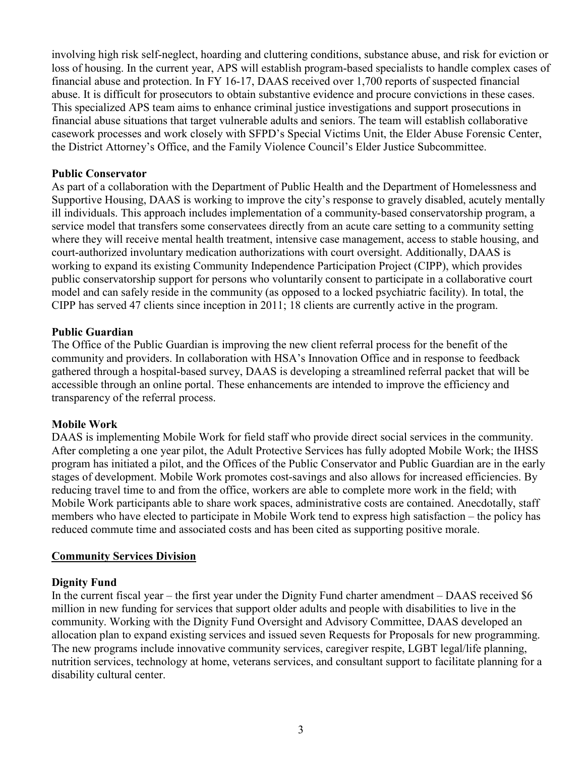involving high risk self-neglect, hoarding and cluttering conditions, substance abuse, and risk for eviction or loss of housing. In the current year, APS will establish program-based specialists to handle complex cases of financial abuse and protection. In FY 16-17, DAAS received over 1,700 reports of suspected financial abuse. It is difficult for prosecutors to obtain substantive evidence and procure convictions in these cases. This specialized APS team aims to enhance criminal justice investigations and support prosecutions in financial abuse situations that target vulnerable adults and seniors. The team will establish collaborative casework processes and work closely with SFPD's Special Victims Unit, the Elder Abuse Forensic Center, the District Attorney's Office, and the Family Violence Council's Elder Justice Subcommittee.

**Public Conservator**

As part of a collaboration with the Department of Public Health and the Department of Homelessness and Supportive Housing, DAAS is working to improve the city's response to gravely disabled, acutely mentally ill individuals. This approach includes implementation of a community-based conservatorship program, a service model that transfers some conservatees directly from an acute care setting to a community setting where they will receive mental health treatment, intensive case management, access to stable housing, and court-authorized involuntary medication authorizations with court oversight. Additionally, DAAS is working to expand its existing Community Independence Participation Project (CIPP), which provides public conservatorship support for persons who voluntarily consent to participate in a collaborative court model and can safely reside in the community (as opposed to a locked psychiatric facility). In total, the CIPP has served 47 clients since inception in 2011; 18 clients are currently active in the program.

**Public Guardian**

The Office of the Public Guardian is improving the new client referral process for the benefit of the community and providers. In collaboration with HSA's Innovation Office and in response to feedback gathered through a hospital-based survey, DAAS is developing a streamlined referral packet that will be accessible through an online portal. These enhancements are intended to improve the efficiency and transparency of the referral process.

**Mobile Work**

DAAS is implementing Mobile Work for field staff who provide direct social services in the community. After completing a one year pilot, the Adult Protective Services has fully adopted Mobile Work; the IHSS program has initiated a pilot, and the Offices of the Public Conservator and Public Guardian are in the early stages of development. Mobile Work promotes cost-savings and also allows for increased efficiencies. By reducing travel time to and from the office, workers are able to complete more work in the field; with Mobile Work participants able to share work spaces, administrative costs are contained. Anecdotally, staff members who have elected to participate in Mobile Work tend to express high satisfaction – the policy has reduced commute time and associated costs and has been cited as supporting positive morale.

## Community Services Division

**Dignity Fund**

In the current fiscal year – the first year under the Dignity Fund charter amendment – DAAS received $6 million in new funding for services that support older adults and people with disabilities to live in the community. Working with the Dignity Fund Oversight and Advisory Committee, DAAS developed an allocation plan to expand existing services and issued seven Requests for Proposals for new programming. The new programs include innovative community services, caregiver respite, LGBT legal/life planning, nutrition services, technology at home, veterans services, and consultant support to facilitate planning for a disability cultural center.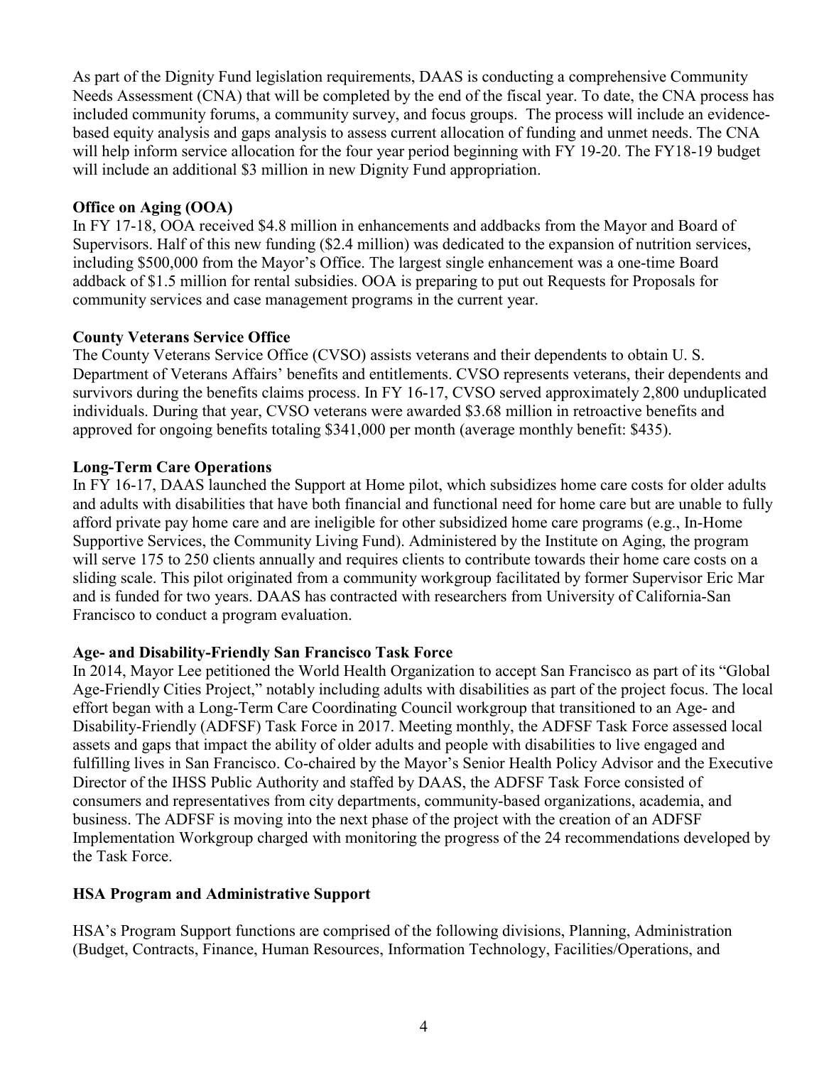As part of the Dignity Fund legislation requirements, DAAS is conducting a comprehensive Community Needs Assessment (CNA) that will be completed by the end of the fiscal year. To date, the CNA process has included community forums, a community survey, and focus groups. The process will include an evidence-based equity analysis and gaps analysis to assess current allocation of funding and unmet needs. The CNA will help inform service allocation for the four year period beginning with FY 19-20. The FY18-19 budget will include an additional $3 million in new Dignity Fund appropriation.

**Office on Aging (OOA)**

In FY 17-18, OOA received $4.8 million in enhancements and addbacks from the Mayor and Board of Supervisors. Half of this new funding ($2.4 million) was dedicated to the expansion of nutrition services, including $500,000 from the Mayor's Office. The largest single enhancement was a one-time Board addback of $1.5 million for rental subsidies. OOA is preparing to put out Requests for Proposals for community services and case management programs in the current year.

**County Veterans Service Office**

The County Veterans Service Office (CVSO) assists veterans and their dependents to obtain U. S. Department of Veterans Affairs' benefits and entitlements. CVSO represents veterans, their dependents and survivors during the benefits claims process. In FY 16-17, CVSO served approximately 2,800 unduplicated individuals. During that year, CVSO veterans were awarded $3.68 million in retroactive benefits and approved for ongoing benefits totaling $341,000 per month (average monthly benefit: $435).

**Long-Term Care Operations**

In FY 16-17, DAAS launched the Support at Home pilot, which subsidizes home care costs for older adults and adults with disabilities that have both financial and functional need for home care but are unable to fully afford private pay home care and are ineligible for other subsidized home care programs (e.g., In-Home Supportive Services, the Community Living Fund). Administered by the Institute on Aging, the program will serve 175 to 250 clients annually and requires clients to contribute towards their home care costs on a sliding scale. This pilot originated from a community workgroup facilitated by former Supervisor Eric Mar and is funded for two years. DAAS has contracted with researchers from University of California-San Francisco to conduct a program evaluation.

**Age- and Disability-Friendly San Francisco Task Force**

In 2014, Mayor Lee petitioned the World Health Organization to accept San Francisco as part of its "Global Age-Friendly Cities Project," notably including adults with disabilities as part of the project focus. The local effort began with a Long-Term Care Coordinating Council workgroup that transitioned to an Age- and Disability-Friendly (ADFSF) Task Force in 2017. Meeting monthly, the ADFSF Task Force assessed local assets and gaps that impact the ability of older adults and people with disabilities to live engaged and fulfilling lives in San Francisco. Co-chaired by the Mayor's Senior Health Policy Advisor and the Executive Director of the IHSS Public Authority and staffed by DAAS, the ADFSF Task Force consisted of consumers and representatives from city departments, community-based organizations, academia, and business. The ADFSF is moving into the next phase of the project with the creation of an ADFSF Implementation Workgroup charged with monitoring the progress of the 24 recommendations developed by the Task Force.

**HSA Program and Administrative Support**

HSA's Program Support functions are comprised of the following divisions, Planning, Administration (Budget, Contracts, Finance, Human Resources, Information Technology, Facilities/Operations, and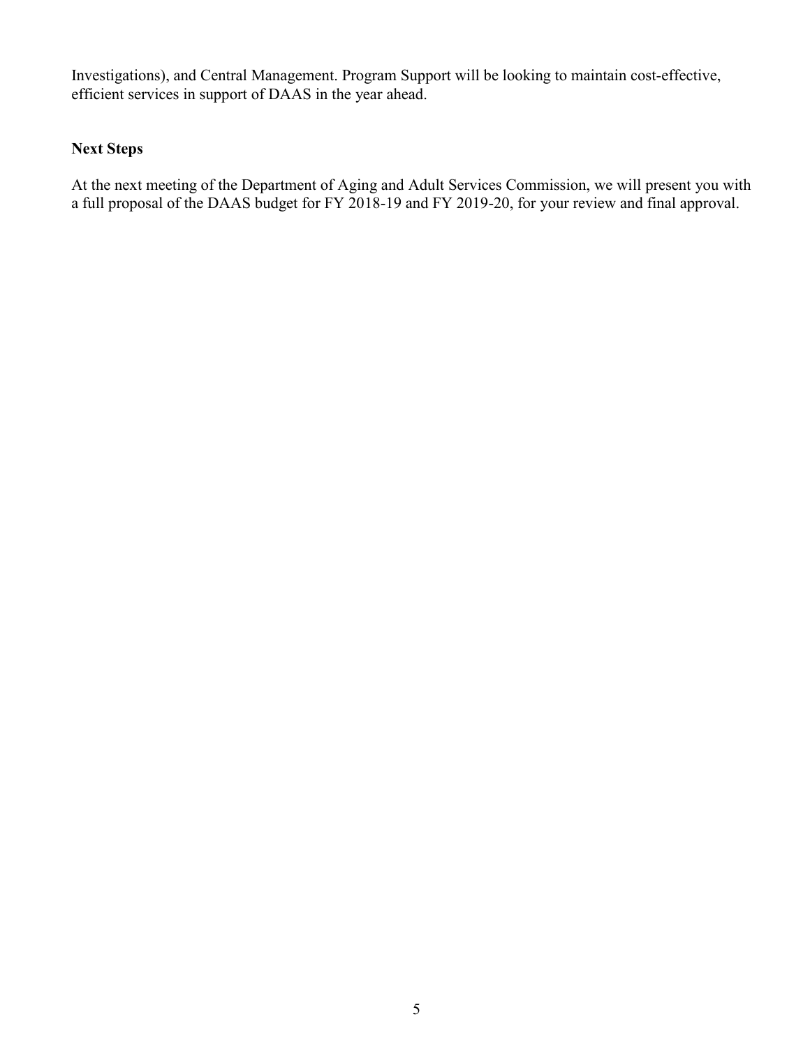Investigations), and Central Management. Program Support will be looking to maintain cost-effective, efficient services in support of DAAS in the year ahead.

**Next Steps**

At the next meeting of the Department of Aging and Adult Services Commission, we will present you with a full proposal of the DAAS budget for FY 2018-19 and FY 2019-20, for your review and final approval.